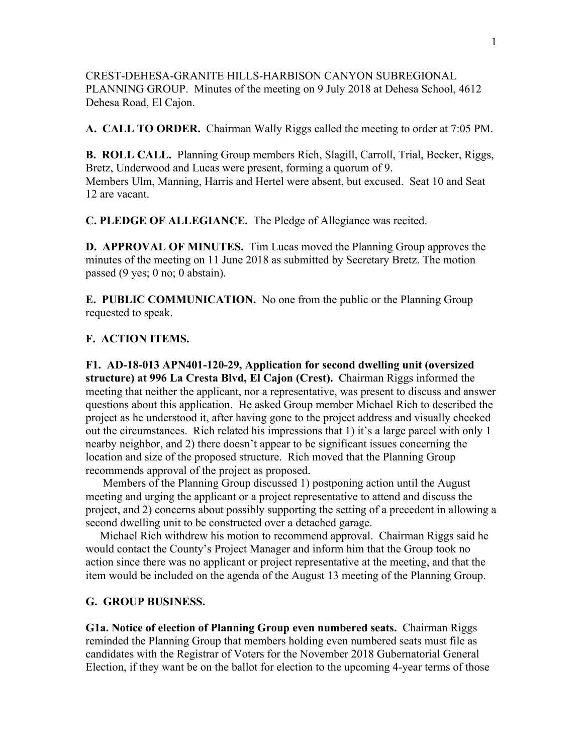CREST-DEHESA-GRANITE HILLS-HARBISON CANYON SUBREGIONAL PLANNING GROUP. Minutes of the meeting on 9 July 2018 at Dehesa School, 4612 Dehesa Road, El Cajon.

**A. CALL TO ORDER.** Chairman Wally Riggs called the meeting to order at 7:05 PM.

**B. ROLL CALL.** Planning Group members Rich, Slagill, Carroll, Trial, Becker, Riggs, Bretz, Underwood and Lucas were present, forming a quorum of 9.
Members Ulm, Manning, Harris and Hertel were absent, but excused. Seat 10 and Seat 12 are vacant.

**C. PLEDGE OF ALLEGIANCE.** The Pledge of Allegiance was recited.

**D. APPROVAL OF MINUTES.** Tim Lucas moved the Planning Group approves the minutes of the meeting on 11 June 2018 as submitted by Secretary Bretz. The motion passed (9 yes; 0 no; 0 abstain).

**E. PUBLIC COMMUNICATION.** No one from the public or the Planning Group requested to speak.

**F. ACTION ITEMS.**

**F1. AD-18-013 APN401-120-29, Application for second dwelling unit (oversized structure) at 996 La Cresta Blvd, El Cajon (Crest).** Chairman Riggs informed the meeting that neither the applicant, nor a representative, was present to discuss and answer questions about this application. He asked Group member Michael Rich to described the project as he understood it, after having gone to the project address and visually checked out the circumstances. Rich related his impressions that 1) it's a large parcel with only 1 nearby neighbor, and 2) there doesn't appear to be significant issues concerning the location and size of the proposed structure. Rich moved that the Planning Group recommends approval of the project as proposed.

Members of the Planning Group discussed 1) postponing action until the August meeting and urging the applicant or a project representative to attend and discuss the project, and 2) concerns about possibly supporting the setting of a precedent in allowing a second dwelling unit to be constructed over a detached garage.

Michael Rich withdrew his motion to recommend approval. Chairman Riggs said he would contact the County's Project Manager and inform him that the Group took no action since there was no applicant or project representative at the meeting, and that the item would be included on the agenda of the August 13 meeting of the Planning Group.

**G. GROUP BUSINESS.**

**G1a. Notice of election of Planning Group even numbered seats.** Chairman Riggs reminded the Planning Group that members holding even numbered seats must file as candidates with the Registrar of Voters for the November 2018 Gubernatorial General Election, if they want be on the ballot for election to the upcoming 4-year terms of those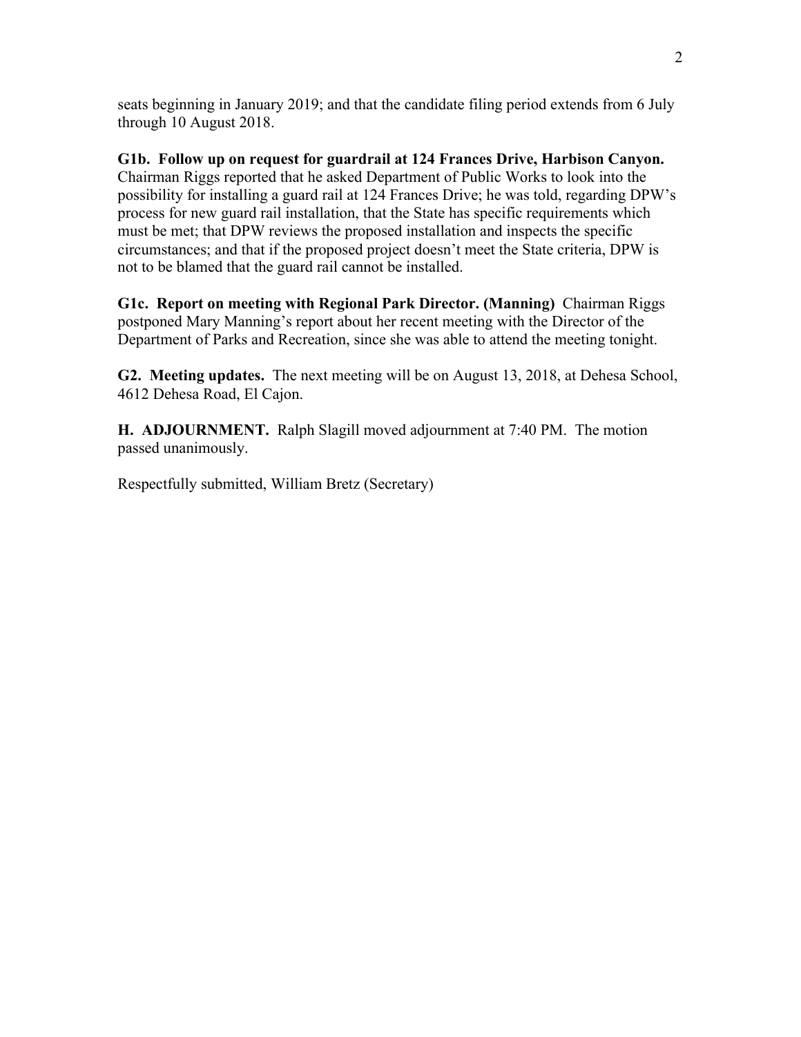seats beginning in January 2019; and that the candidate filing period extends from 6 July through 10 August 2018.

**G1b. Follow up on request for guardrail at 124 Frances Drive, Harbison Canyon.** Chairman Riggs reported that he asked Department of Public Works to look into the possibility for installing a guard rail at 124 Frances Drive; he was told, regarding DPW's process for new guard rail installation, that the State has specific requirements which must be met; that DPW reviews the proposed installation and inspects the specific circumstances; and that if the proposed project doesn't meet the State criteria, DPW is not to be blamed that the guard rail cannot be installed.

**G1c. Report on meeting with Regional Park Director. (Manning)** Chairman Riggs postponed Mary Manning's report about her recent meeting with the Director of the Department of Parks and Recreation, since she was able to attend the meeting tonight.

**G2. Meeting updates.** The next meeting will be on August 13, 2018, at Dehesa School, 4612 Dehesa Road, El Cajon.

**H. ADJOURNMENT.** Ralph Slagill moved adjournment at 7:40 PM. The motion passed unanimously.

Respectfully submitted, William Bretz (Secretary)